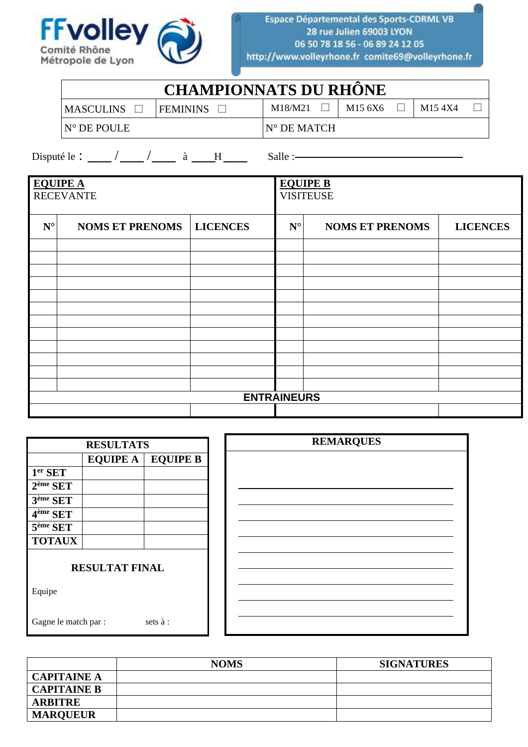FFvolley Comité Rhône Métropole de Lyon

Espace Départemental des Sports-CDRML VB
28 rue Julien 69003 LYON
06 50 78 18 56 - 06 89 24 12 05
http://www.volleyrhone.fr comite69@volleyrhone.fr

# CHAMPIONNATS DU RHÔNE

| MASCULINS ☐ | FEMININS ☐ | M18/M21 ☐ | M15 6X6 ☐ | M15 4X4 ☐ |
|---|---|---|---|---|
| N° DE POULE | | N° DE MATCH | | |

Disputé le : ____ / ____ / ____ à ____H____ Salle :________________

| **EQUIPE A** RECEVANTE | | | **EQUIPE B** VISITEUSE | | |
|---|---|---|---|---|---|
| **N°** | **NOMS ET PRENOMS** | **LICENCES** | **N°** | **NOMS ET PRENOMS** | **LICENCES** |
| | | | | | |
| | | | | | |
| | | | | | |
| | | | | | |
| | | | | | |
| | | | | | |
| | | | | | |
| | | | | | |
| | | | | | |
| | | | | | |
| | | | | | |
| | | | | | |
| **ENTRAINEURS** | | | | | |
| | | | | | |

| **RESULTATS** | | |
|---|---|---|
| | **EQUIPE A** | **EQUIPE B** |
| **1er SET** | | |
| **2ème SET** | | |
| **3ème SET** | | |
| **4ème SET** | | |
| **5ème SET** | | |
| **TOTAUX** | | |

**RESULTAT FINAL**

Equipe

Gagne le match par : sets à :

**REMARQUES**

________________________________

________________________________

________________________________

________________________________

________________________________

________________________________

________________________________

________________________________

________________________________

| | **NOMS** | **SIGNATURES** |
|---|---|---|
| **CAPITAINE A** | | |
| **CAPITAINE B** | | |
| **ARBITRE** | | |
| **MARQUEUR** | | |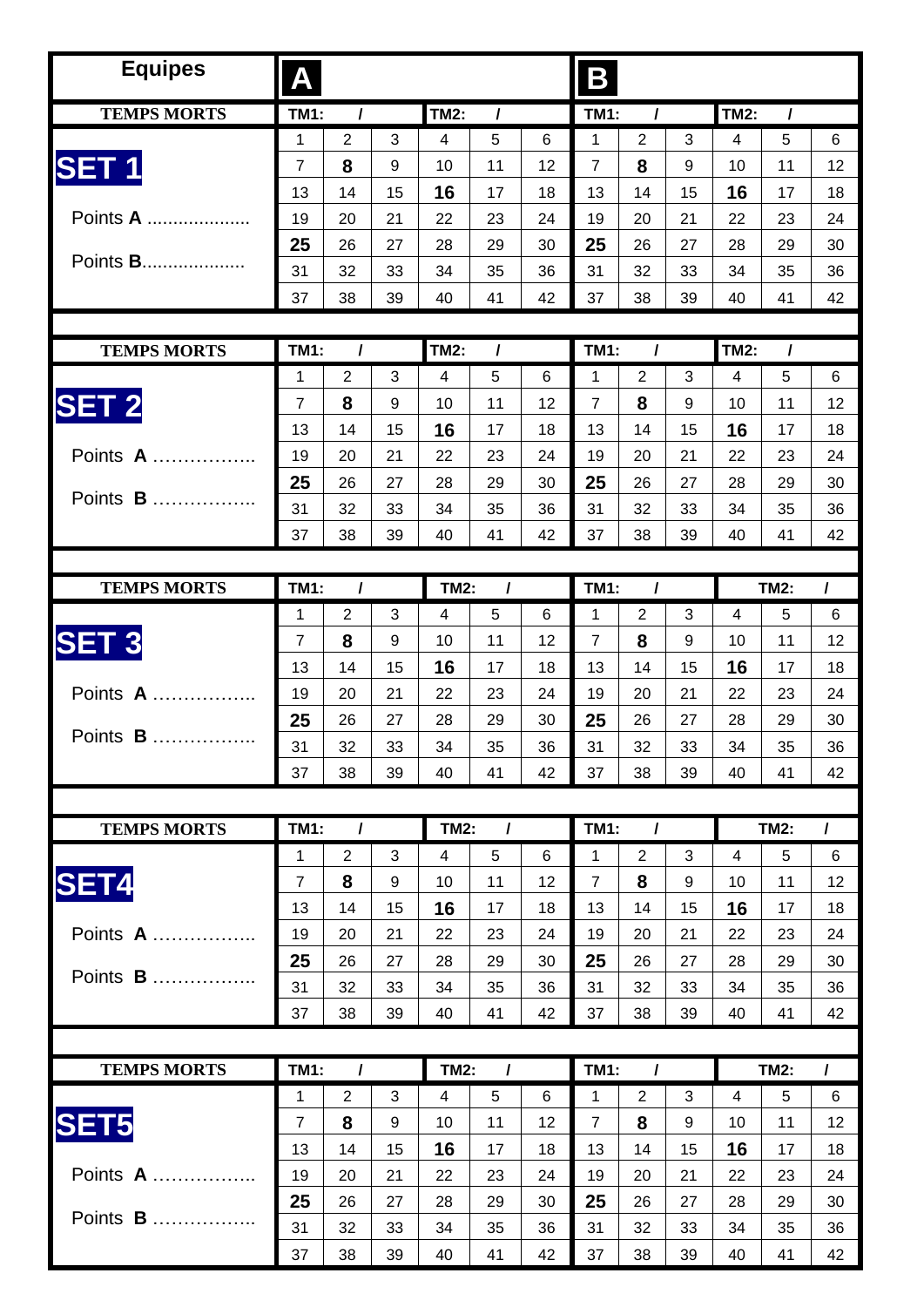| Equipes | A | | | | | | B | | | | | |
|---|---|---|---|---|---|---|---|---|---|---|---|---|
| TEMPS MORTS | TM1: / | | | TM2: / | | | TM1: / | | | TM2: / | | |
| **SET 1** | 1 | 2 | 3 | 4 | 5 | 6 | 1 | 2 | 3 | 4 | 5 | 6 |
| | 7 | **8** | 9 | 10 | 11 | 12 | 7 | **8** | 9 | 10 | 11 | 12 |
| | 13 | 14 | 15 | **16** | 17 | 18 | 13 | 14 | 15 | **16** | 17 | 18 |
| Points **A** ................... | 19 | 20 | 21 | 22 | 23 | 24 | 19 | 20 | 21 | 22 | 23 | 24 |
| | **25** | 26 | 27 | 28 | 29 | 30 | **25** | 26 | 27 | 28 | 29 | 30 |
| Points **B**................... | 31 | 32 | 33 | 34 | 35 | 36 | 31 | 32 | 33 | 34 | 35 | 36 |
| | 37 | 38 | 39 | 40 | 41 | 42 | 37 | 38 | 39 | 40 | 41 | 42 |
| TEMPS MORTS | TM1: / | | | TM2: / | | | TM1: / | | | TM2: / | | |
| **SET 2** | 1 | 2 | 3 | 4 | 5 | 6 | 1 | 2 | 3 | 4 | 5 | 6 |
| | 7 | **8** | 9 | 10 | 11 | 12 | 7 | **8** | 9 | 10 | 11 | 12 |
| | 13 | 14 | 15 | **16** | 17 | 18 | 13 | 14 | 15 | **16** | 17 | 18 |
| Points **A** ................. | 19 | 20 | 21 | 22 | 23 | 24 | 19 | 20 | 21 | 22 | 23 | 24 |
| | **25** | 26 | 27 | 28 | 29 | 30 | **25** | 26 | 27 | 28 | 29 | 30 |
| Points **B** ................. | 31 | 32 | 33 | 34 | 35 | 36 | 31 | 32 | 33 | 34 | 35 | 36 |
| | 37 | 38 | 39 | 40 | 41 | 42 | 37 | 38 | 39 | 40 | 41 | 42 |
| TEMPS MORTS | TM1: / | | | TM2: / | | | TM1: / | | | TM2: / | | |
| **SET 3** | 1 | 2 | 3 | 4 | 5 | 6 | 1 | 2 | 3 | 4 | 5 | 6 |
| | 7 | **8** | 9 | 10 | 11 | 12 | 7 | **8** | 9 | 10 | 11 | 12 |
| | 13 | 14 | 15 | **16** | 17 | 18 | 13 | 14 | 15 | **16** | 17 | 18 |
| Points **A** ................. | 19 | 20 | 21 | 22 | 23 | 24 | 19 | 20 | 21 | 22 | 23 | 24 |
| | **25** | 26 | 27 | 28 | 29 | 30 | **25** | 26 | 27 | 28 | 29 | 30 |
| Points **B** ................. | 31 | 32 | 33 | 34 | 35 | 36 | 31 | 32 | 33 | 34 | 35 | 36 |
| | 37 | 38 | 39 | 40 | 41 | 42 | 37 | 38 | 39 | 40 | 41 | 42 |
| TEMPS MORTS | TM1: / | | | TM2: / | | | TM1: / | | | TM2: / | | |
| **SET4** | 1 | 2 | 3 | 4 | 5 | 6 | 1 | 2 | 3 | 4 | 5 | 6 |
| | 7 | **8** | 9 | 10 | 11 | 12 | 7 | **8** | 9 | 10 | 11 | 12 |
| | 13 | 14 | 15 | **16** | 17 | 18 | 13 | 14 | 15 | **16** | 17 | 18 |
| Points **A** ................. | 19 | 20 | 21 | 22 | 23 | 24 | 19 | 20 | 21 | 22 | 23 | 24 |
| | **25** | 26 | 27 | 28 | 29 | 30 | **25** | 26 | 27 | 28 | 29 | 30 |
| Points **B** ................. | 31 | 32 | 33 | 34 | 35 | 36 | 31 | 32 | 33 | 34 | 35 | 36 |
| | 37 | 38 | 39 | 40 | 41 | 42 | 37 | 38 | 39 | 40 | 41 | 42 |
| TEMPS MORTS | TM1: / | | | TM2: / | | | TM1: / | | | TM2: / | | |
| **SET5** | 1 | 2 | 3 | 4 | 5 | 6 | 1 | 2 | 3 | 4 | 5 | 6 |
| | 7 | **8** | 9 | 10 | 11 | 12 | 7 | **8** | 9 | 10 | 11 | 12 |
| | 13 | 14 | 15 | **16** | 17 | 18 | 13 | 14 | 15 | **16** | 17 | 18 |
| Points **A** ................. | 19 | 20 | 21 | 22 | 23 | 24 | 19 | 20 | 21 | 22 | 23 | 24 |
| | **25** | 26 | 27 | 28 | 29 | 30 | **25** | 26 | 27 | 28 | 29 | 30 |
| Points **B** ................. | 31 | 32 | 33 | 34 | 35 | 36 | 31 | 32 | 33 | 34 | 35 | 36 |
| | 37 | 38 | 39 | 40 | 41 | 42 | 37 | 38 | 39 | 40 | 41 | 42 |